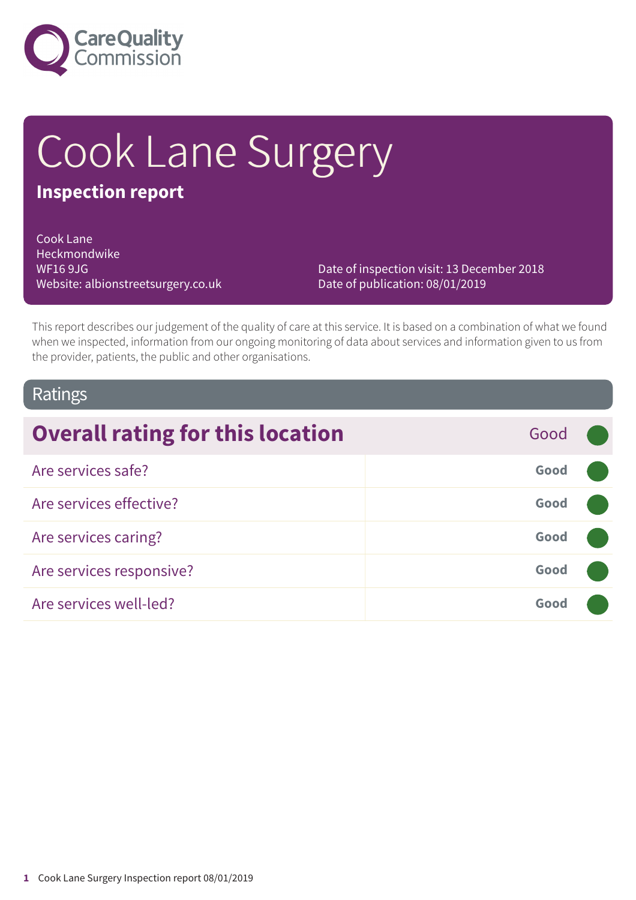Care Quality Commission

# Cook Lane Surgery

**Inspection report**

Cook Lane
Heckmondwike
WF16 9JG
Website: albionstreetsurgery.co.uk

Date of inspection visit: 13 December 2018
Date of publication: 08/01/2019

This report describes our judgement of the quality of care at this service. It is based on a combination of what we found when we inspected, information from our ongoing monitoring of data about services and information given to us from the provider, patients, the public and other organisations.

## Ratings

| Overall rating for this location | Good |
|---|---|
| Are services safe? | Good |
| Are services effective? | Good |
| Are services caring? | Good |
| Are services responsive? | Good |
| Are services well-led? | Good |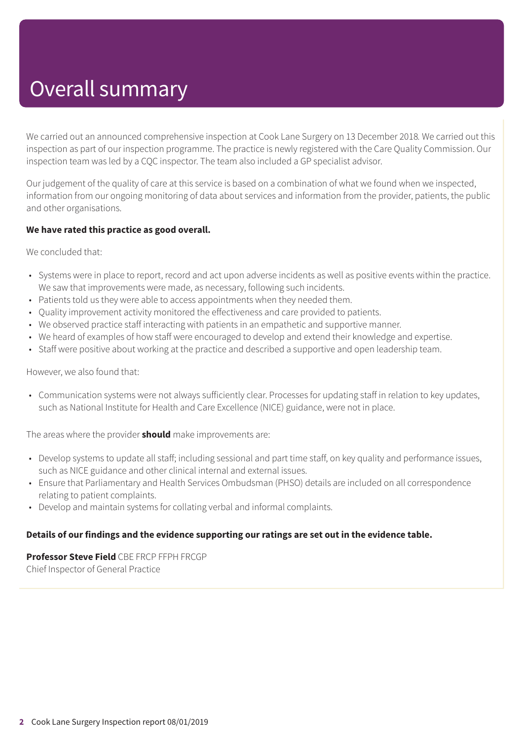# Overall summary

We carried out an announced comprehensive inspection at Cook Lane Surgery on 13 December 2018. We carried out this inspection as part of our inspection programme. The practice is newly registered with the Care Quality Commission. Our inspection team was led by a CQC inspector. The team also included a GP specialist advisor.

Our judgement of the quality of care at this service is based on a combination of what we found when we inspected, information from our ongoing monitoring of data about services and information from the provider, patients, the public and other organisations.

**We have rated this practice as good overall.**

We concluded that:

- Systems were in place to report, record and act upon adverse incidents as well as positive events within the practice. We saw that improvements were made, as necessary, following such incidents.
- Patients told us they were able to access appointments when they needed them.
- Quality improvement activity monitored the effectiveness and care provided to patients.
- We observed practice staff interacting with patients in an empathetic and supportive manner.
- We heard of examples of how staff were encouraged to develop and extend their knowledge and expertise.
- Staff were positive about working at the practice and described a supportive and open leadership team.

However, we also found that:

- Communication systems were not always sufficiently clear. Processes for updating staff in relation to key updates, such as National Institute for Health and Care Excellence (NICE) guidance, were not in place.

The areas where the provider **should** make improvements are:

- Develop systems to update all staff; including sessional and part time staff, on key quality and performance issues, such as NICE guidance and other clinical internal and external issues.
- Ensure that Parliamentary and Health Services Ombudsman (PHSO) details are included on all correspondence relating to patient complaints.
- Develop and maintain systems for collating verbal and informal complaints.

**Details of our findings and the evidence supporting our ratings are set out in the evidence table.**

**Professor Steve Field** CBE FRCP FFPH FRCGP
Chief Inspector of General Practice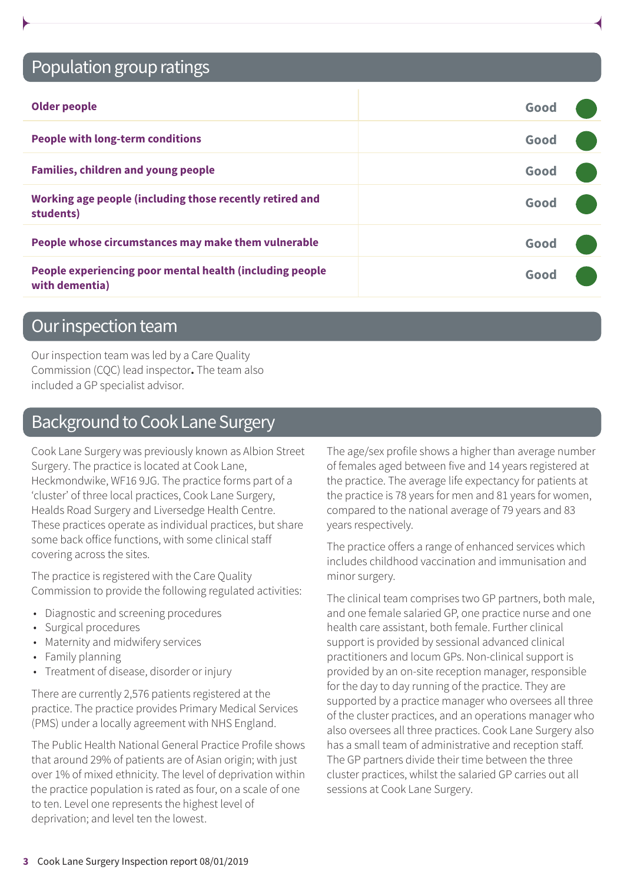## Population group ratings

| | |
|---|---|
| **Older people** | Good |
| **People with long-term conditions** | Good |
| **Families, children and young people** | Good |
| **Working age people (including those recently retired and students)** | Good |
| **People whose circumstances may make them vulnerable** | Good |
| **People experiencing poor mental health (including people with dementia)** | Good |

## Our inspection team

Our inspection team was led by a Care Quality Commission (CQC) lead inspector**.** The team also included a GP specialist advisor.

## Background to Cook Lane Surgery

Cook Lane Surgery was previously known as Albion Street Surgery. The practice is located at Cook Lane, Heckmondwike, WF16 9JG. The practice forms part of a 'cluster' of three local practices, Cook Lane Surgery, Healds Road Surgery and Liversedge Health Centre. These practices operate as individual practices, but share some back office functions, with some clinical staff covering across the sites.

The practice is registered with the Care Quality Commission to provide the following regulated activities:

- Diagnostic and screening procedures
- Surgical procedures
- Maternity and midwifery services
- Family planning
- Treatment of disease, disorder or injury

There are currently 2,576 patients registered at the practice. The practice provides Primary Medical Services (PMS) under a locally agreement with NHS England.

The Public Health National General Practice Profile shows that around 29% of patients are of Asian origin; with just over 1% of mixed ethnicity. The level of deprivation within the practice population is rated as four, on a scale of one to ten. Level one represents the highest level of deprivation; and level ten the lowest.

The age/sex profile shows a higher than average number of females aged between five and 14 years registered at the practice. The average life expectancy for patients at the practice is 78 years for men and 81 years for women, compared to the national average of 79 years and 83 years respectively.

The practice offers a range of enhanced services which includes childhood vaccination and immunisation and minor surgery.

The clinical team comprises two GP partners, both male, and one female salaried GP, one practice nurse and one health care assistant, both female. Further clinical support is provided by sessional advanced clinical practitioners and locum GPs. Non-clinical support is provided by an on-site reception manager, responsible for the day to day running of the practice. They are supported by a practice manager who oversees all three of the cluster practices, and an operations manager who also oversees all three practices. Cook Lane Surgery also has a small team of administrative and reception staff. The GP partners divide their time between the three cluster practices, whilst the salaried GP carries out all sessions at Cook Lane Surgery.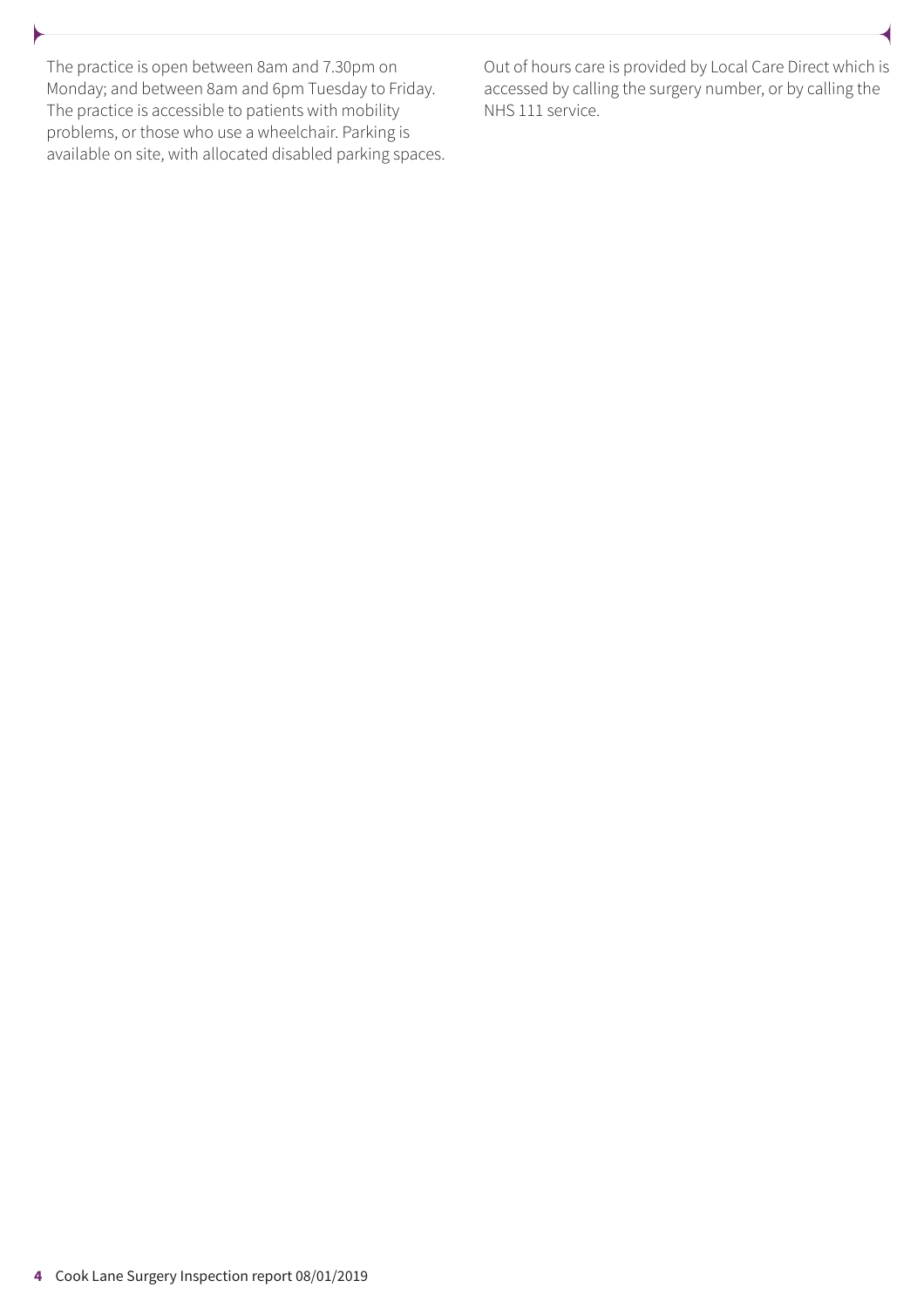The practice is open between 8am and 7.30pm on Monday; and between 8am and 6pm Tuesday to Friday. The practice is accessible to patients with mobility problems, or those who use a wheelchair. Parking is available on site, with allocated disabled parking spaces.

Out of hours care is provided by Local Care Direct which is accessed by calling the surgery number, or by calling the NHS 111 service.